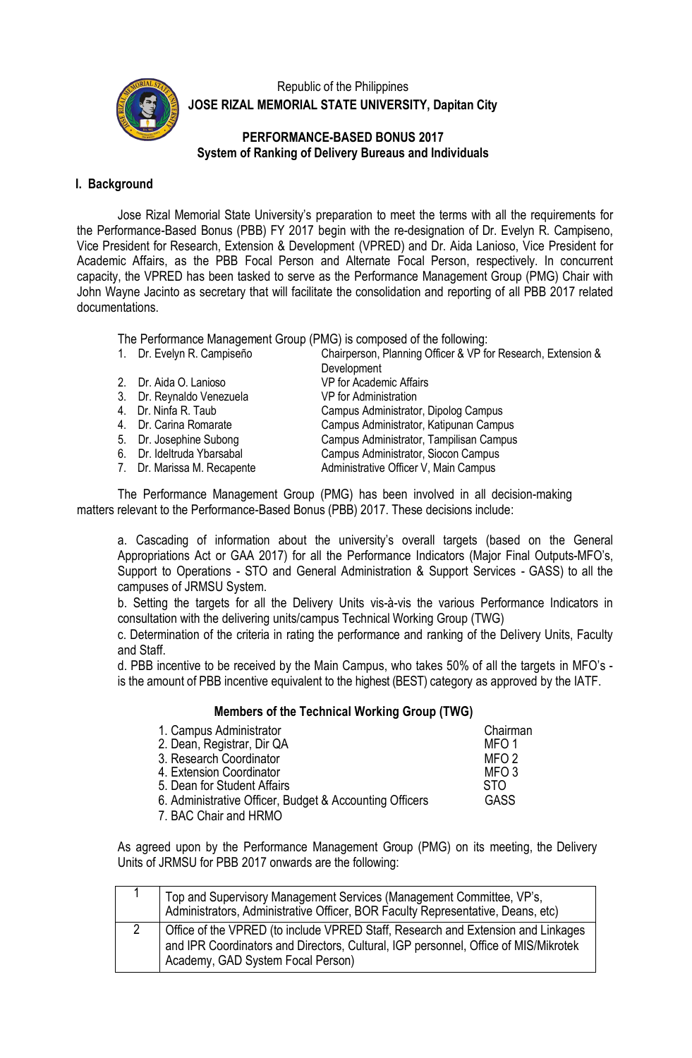Republic of the Philippines
**JOSE RIZAL MEMORIAL STATE UNIVERSITY, Dapitan City**

**PERFORMANCE-BASED BONUS 2017**
**System of Ranking of Delivery Bureaus and Individuals**

## I. Background

Jose Rizal Memorial State University's preparation to meet the terms with all the requirements for the Performance-Based Bonus (PBB) FY 2017 begin with the re-designation of Dr. Evelyn R. Campiseno, Vice President for Research, Extension & Development (VPRED) and Dr. Aida Lanioso, Vice President for Academic Affairs, as the PBB Focal Person and Alternate Focal Person, respectively. In concurrent capacity, the VPRED has been tasked to serve as the Performance Management Group (PMG) Chair with John Wayne Jacinto as secretary that will facilitate the consolidation and reporting of all PBB 2017 related documentations.

The Performance Management Group (PMG) is composed of the following:

| | | |
|---|---|---|
| 1. | Dr. Evelyn R. Campiseño | Chairperson, Planning Officer & VP for Research, Extension & Development |
| 2. | Dr. Aida O. Lanioso | VP for Academic Affairs |
| 3. | Dr. Reynaldo Venezuela | VP for Administration |
| 4. | Dr. Ninfa R. Taub | Campus Administrator, Dipolog Campus |
| 4. | Dr. Carina Romarate | Campus Administrator, Katipunan Campus |
| 5. | Dr. Josephine Subong | Campus Administrator, Tampilisan Campus |
| 6. | Dr. Ideltruda Ybarsabal | Campus Administrator, Siocon Campus |
| 7. | Dr. Marissa M. Recapente | Administrative Officer V, Main Campus |

The Performance Management Group (PMG) has been involved in all decision-making matters relevant to the Performance-Based Bonus (PBB) 2017. These decisions include:

a. Cascading of information about the university's overall targets (based on the General Appropriations Act or GAA 2017) for all the Performance Indicators (Major Final Outputs-MFO's, Support to Operations - STO and General Administration & Support Services - GASS) to all the campuses of JRMSU System.

b. Setting the targets for all the Delivery Units vis-à-vis the various Performance Indicators in consultation with the delivering units/campus Technical Working Group (TWG)

c. Determination of the criteria in rating the performance and ranking of the Delivery Units, Faculty and Staff.

d. PBB incentive to be received by the Main Campus, who takes 50% of all the targets in MFO's - is the amount of PBB incentive equivalent to the highest (BEST) category as approved by the IATF.

### Members of the Technical Working Group (TWG)

| | |
|---|---|
| 1. Campus Administrator | Chairman |
| 2. Dean, Registrar, Dir QA | MFO 1 |
| 3. Research Coordinator | MFO 2 |
| 4. Extension Coordinator | MFO 3 |
| 5. Dean for Student Affairs | STO |
| 6. Administrative Officer, Budget & Accounting Officers | GASS |
| 7. BAC Chair and HRMO | |

As agreed upon by the Performance Management Group (PMG) on its meeting, the Delivery Units of JRMSU for PBB 2017 onwards are the following:

| | |
|---|---|
| 1 | Top and Supervisory Management Services (Management Committee, VP's, Administrators, Administrative Officer, BOR Faculty Representative, Deans, etc) |
| 2 | Office of the VPRED (to include VPRED Staff, Research and Extension and Linkages and IPR Coordinators and Directors, Cultural, IGP personnel, Office of MIS/Mikrotek Academy, GAD System Focal Person) |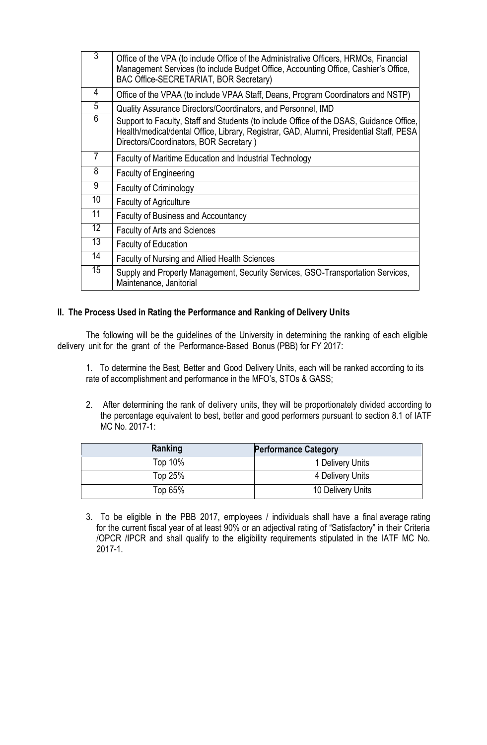| | |
|---|---|
| 3 | Office of the VPA (to include Office of the Administrative Officers, HRMOs, Financial Management Services (to include Budget Office, Accounting Office, Cashier's Office, BAC Office-SECRETARIAT, BOR Secretary) |
| 4 | Office of the VPAA (to include VPAA Staff, Deans, Program Coordinators and NSTP) |
| 5 | Quality Assurance Directors/Coordinators, and Personnel, IMD |
| 6 | Support to Faculty, Staff and Students (to include Office of the DSAS, Guidance Office, Health/medical/dental Office, Library, Registrar, GAD, Alumni, Presidential Staff, PESA Directors/Coordinators, BOR Secretary ) |
| 7 | Faculty of Maritime Education and Industrial Technology |
| 8 | Faculty of Engineering |
| 9 | Faculty of Criminology |
| 10 | Faculty of Agriculture |
| 11 | Faculty of Business and Accountancy |
| 12 | Faculty of Arts and Sciences |
| 13 | Faculty of Education |
| 14 | Faculty of Nursing and Allied Health Sciences |
| 15 | Supply and Property Management, Security Services, GSO-Transportation Services, Maintenance, Janitorial |

**II. The Process Used in Rating the Performance and Ranking of Delivery Units**

The following will be the guidelines of the University in determining the ranking of each eligible delivery unit for the grant of the Performance-Based Bonus (PBB) for FY 2017:

1. To determine the Best, Better and Good Delivery Units, each will be ranked according to its rate of accomplishment and performance in the MFO's, STOs & GASS;

2. After determining the rank of delivery units, they will be proportionately divided according to the percentage equivalent to best, better and good performers pursuant to section 8.1 of IATF MC No. 2017-1:

| Ranking | Performance Category |
|---|---|
| Top 10% | 1 Delivery Units |
| Top 25% | 4 Delivery Units |
| Top 65% | 10 Delivery Units |

3. To be eligible in the PBB 2017, employees / individuals shall have a final average rating for the current fiscal year of at least 90% or an adjectival rating of "Satisfactory" in their Criteria /OPCR /IPCR and shall qualify to the eligibility requirements stipulated in the IATF MC No. 2017-1.